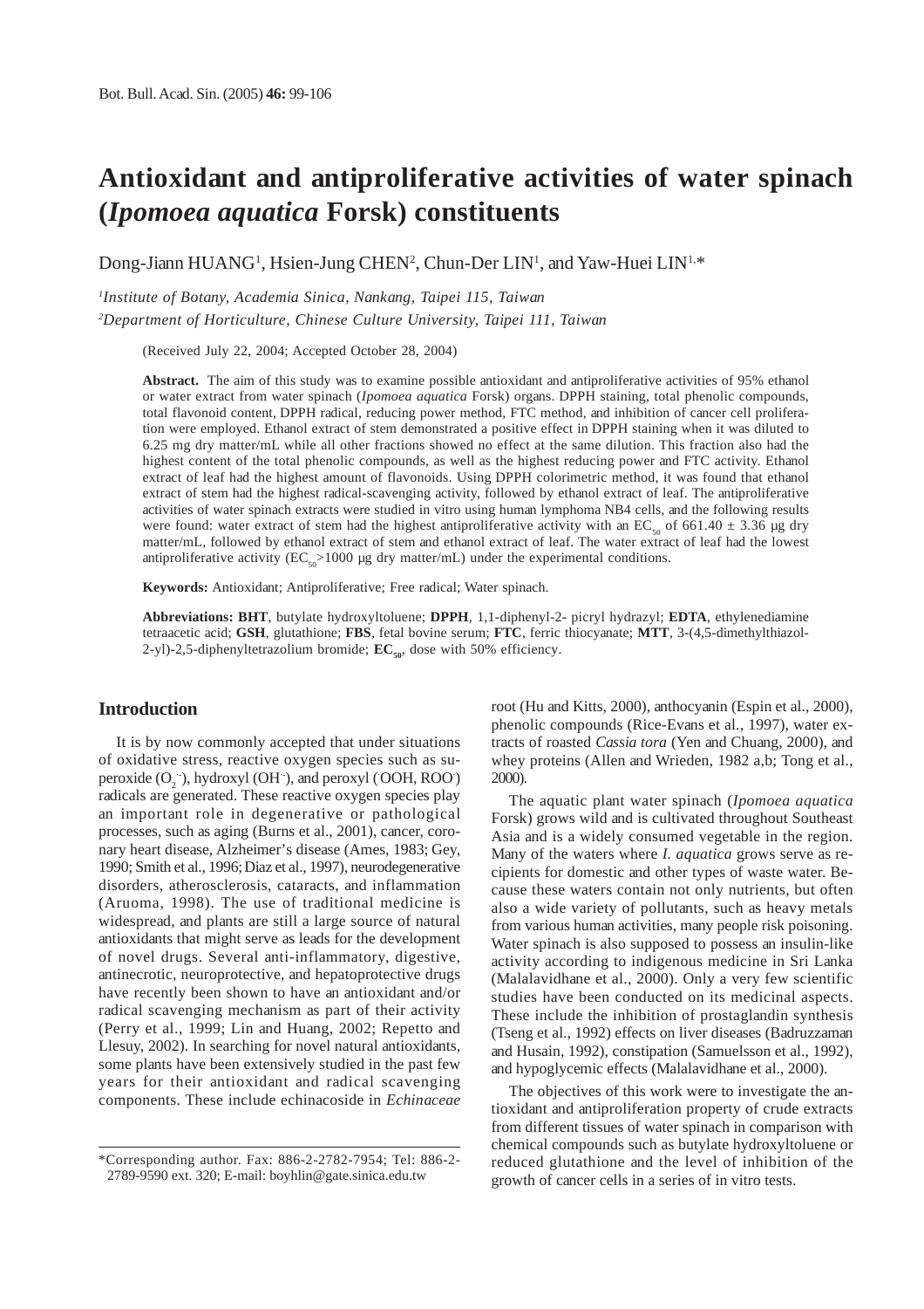# Antioxidant and antiproliferative activities of water spinach (*Ipomoea aquatica* Forsk) constituents

Dong-Jiann HUANG[1], Hsien-Jung CHEN[2], Chun-Der LIN[1], and Yaw-Huei LIN[1,*]

[1]*Institute of Botany, Academia Sinica, Nankang, Taipei 115, Taiwan*

[2]*Department of Horticulture, Chinese Culture University, Taipei 111, Taiwan*

(Received July 22, 2004; Accepted October 28, 2004)

**Abstract.** The aim of this study was to examine possible antioxidant and antiproliferative activities of 95% ethanol or water extract from water spinach (*Ipomoea aquatica* Forsk) organs. DPPH staining, total phenolic compounds, total flavonoid content, DPPH radical, reducing power method, FTC method, and inhibition of cancer cell proliferation were employed. Ethanol extract of stem demonstrated a positive effect in DPPH staining when it was diluted to 6.25 mg dry matter/mL while all other fractions showed no effect at the same dilution. This fraction also had the highest content of the total phenolic compounds, as well as the highest reducing power and FTC activity. Ethanol extract of leaf had the highest amount of flavonoids. Using DPPH colorimetric method, it was found that ethanol extract of stem had the highest radical-scavenging activity, followed by ethanol extract of leaf. The antiproliferative activities of water spinach extracts were studied in vitro using human lymphoma NB4 cells, and the following results were found: water extract of stem had the highest antiproliferative activity with an $EC_{50}$ of 661.40 ± 3.36 μg dry matter/mL, followed by ethanol extract of stem and ethanol extract of leaf. The water extract of leaf had the lowest antiproliferative activity ($EC_{50}$>1000 μg dry matter/mL) under the experimental conditions.

**Keywords:** Antioxidant; Antiproliferative; Free radical; Water spinach.

**Abbreviations: BHT**, butylate hydroxyltoluene; **DPPH**, 1,1-diphenyl-2- picryl hydrazyl; **EDTA**, ethylenediamine tetraacetic acid; **GSH**, glutathione; **FBS**, fetal bovine serum; **FTC**, ferric thiocyanate; **MTT**, 3-(4,5-dimethylthiazol-2-yl)-2,5-diphenyltetrazolium bromide; $\mathbf{EC_{50}}$, dose with 50% efficiency.

## Introduction

It is by now commonly accepted that under situations of oxidative stress, reactive oxygen species such as superoxide ($O_2^{\cdot-}$), hydroxyl ($OH^{\cdot}$), and peroxyl ($^{\cdot}OOH$, $ROO^{\cdot}$) radicals are generated. These reactive oxygen species play an important role in degenerative or pathological processes, such as aging (Burns et al., 2001), cancer, coronary heart disease, Alzheimer's disease (Ames, 1983; Gey, 1990; Smith et al., 1996; Diaz et al., 1997), neurodegenerative disorders, atherosclerosis, cataracts, and inflammation (Aruoma, 1998). The use of traditional medicine is widespread, and plants are still a large source of natural antioxidants that might serve as leads for the development of novel drugs. Several anti-inflammatory, digestive, antinecrotic, neuroprotective, and hepatoprotective drugs have recently been shown to have an antioxidant and/or radical scavenging mechanism as part of their activity (Perry et al., 1999; Lin and Huang, 2002; Repetto and Llesuy, 2002). In searching for novel natural antioxidants, some plants have been extensively studied in the past few years for their antioxidant and radical scavenging components. These include echinacoside in *Echinaceae* root (Hu and Kitts, 2000), anthocyanin (Espin et al., 2000), phenolic compounds (Rice-Evans et al., 1997), water extracts of roasted *Cassia tora* (Yen and Chuang, 2000), and whey proteins (Allen and Wrieden, 1982 a,b; Tong et al., 2000).

The aquatic plant water spinach (*Ipomoea aquatica* Forsk) grows wild and is cultivated throughout Southeast Asia and is a widely consumed vegetable in the region. Many of the waters where *I. aquatica* grows serve as recipients for domestic and other types of waste water. Because these waters contain not only nutrients, but often also a wide variety of pollutants, such as heavy metals from various human activities, many people risk poisoning. Water spinach is also supposed to possess an insulin-like activity according to indigenous medicine in Sri Lanka (Malalavidhane et al., 2000). Only a very few scientific studies have been conducted on its medicinal aspects. These include the inhibition of prostaglandin synthesis (Tseng et al., 1992) effects on liver diseases (Badruzzaman and Husain, 1992), constipation (Samuelsson et al., 1992), and hypoglycemic effects (Malalavidhane et al., 2000).

The objectives of this work were to investigate the antioxidant and antiproliferation property of crude extracts from different tissues of water spinach in comparison with chemical compounds such as butylate hydroxyltoluene or reduced glutathione and the level of inhibition of the growth of cancer cells in a series of in vitro tests.

*Corresponding author. Fax: 886-2-2782-7954; Tel: 886-2-2789-9590 ext. 320; E-mail: boyhlin@gate.sinica.edu.tw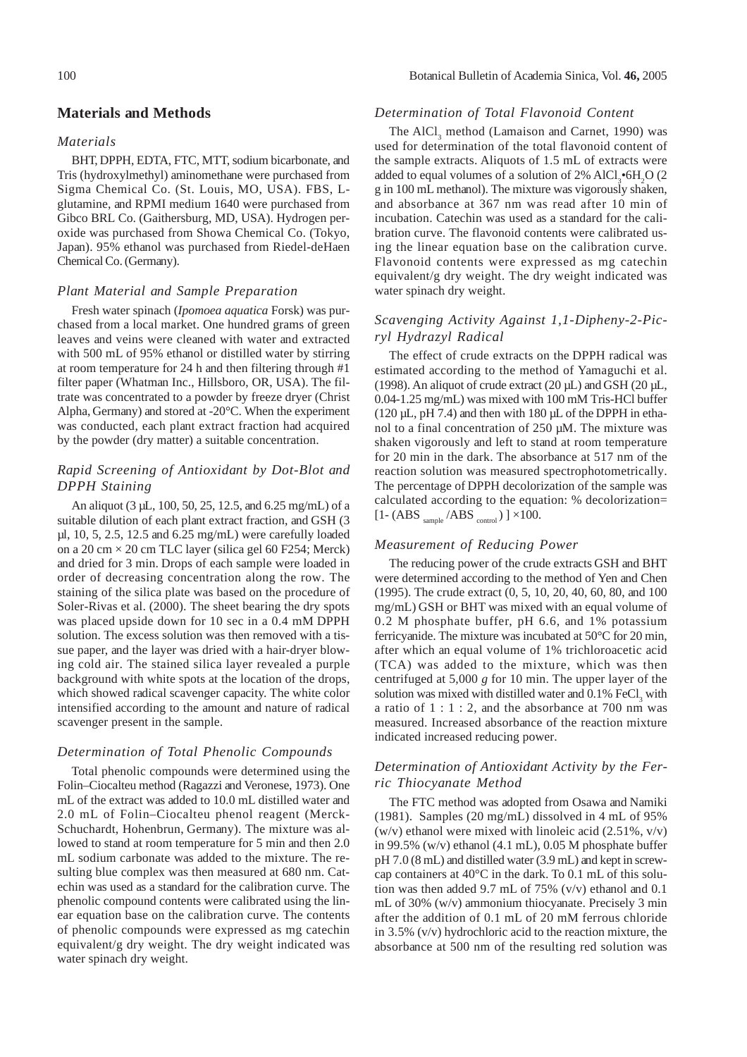## Materials and Methods

### *Materials*

BHT, DPPH, EDTA, FTC, MTT, sodium bicarbonate, and Tris (hydroxylmethyl) aminomethane were purchased from Sigma Chemical Co. (St. Louis, MO, USA). FBS, L-glutamine, and RPMI medium 1640 were purchased from Gibco BRL Co. (Gaithersburg, MD, USA). Hydrogen peroxide was purchased from Showa Chemical Co. (Tokyo, Japan). 95% ethanol was purchased from Riedel-deHaen Chemical Co. (Germany).

### *Plant Material and Sample Preparation*

Fresh water spinach (*Ipomoea aquatica* Forsk) was purchased from a local market. One hundred grams of green leaves and veins were cleaned with water and extracted with 500 mL of 95% ethanol or distilled water by stirring at room temperature for 24 h and then filtering through #1 filter paper (Whatman Inc., Hillsboro, OR, USA). The filtrate was concentrated to a powder by freeze dryer (Christ Alpha, Germany) and stored at -20°C. When the experiment was conducted, each plant extract fraction had acquired by the powder (dry matter) a suitable concentration.

### *Rapid Screening of Antioxidant by Dot-Blot and DPPH Staining*

An aliquot (3 µL, 100, 50, 25, 12.5, and 6.25 mg/mL) of a suitable dilution of each plant extract fraction, and GSH (3 µl, 10, 5, 2.5, 12.5 and 6.25 mg/mL) were carefully loaded on a 20 cm × 20 cm TLC layer (silica gel 60 F254; Merck) and dried for 3 min. Drops of each sample were loaded in order of decreasing concentration along the row. The staining of the silica plate was based on the procedure of Soler-Rivas et al. (2000). The sheet bearing the dry spots was placed upside down for 10 sec in a 0.4 mM DPPH solution. The excess solution was then removed with a tissue paper, and the layer was dried with a hair-dryer blowing cold air. The stained silica layer revealed a purple background with white spots at the location of the drops, which showed radical scavenger capacity. The white color intensified according to the amount and nature of radical scavenger present in the sample.

### *Determination of Total Phenolic Compounds*

Total phenolic compounds were determined using the Folin–Ciocalteu method (Ragazzi and Veronese, 1973). One mL of the extract was added to 10.0 mL distilled water and 2.0 mL of Folin–Ciocalteu phenol reagent (Merck-Schuchardt, Hohenbrun, Germany). The mixture was allowed to stand at room temperature for 5 min and then 2.0 mL sodium carbonate was added to the mixture. The resulting blue complex was then measured at 680 nm. Catechin was used as a standard for the calibration curve. The phenolic compound contents were calibrated using the linear equation base on the calibration curve. The contents of phenolic compounds were expressed as mg catechin equivalent/g dry weight. The dry weight indicated was water spinach dry weight.

### *Determination of Total Flavonoid Content*

The $AlCl_3$ method (Lamaison and Carnet, 1990) was used for determination of the total flavonoid content of the sample extracts. Aliquots of 1.5 mL of extracts were added to equal volumes of a solution of 2% $AlCl_3 \cdot 6H_2O$ (2 g in 100 mL methanol). The mixture was vigorously shaken, and absorbance at 367 nm was read after 10 min of incubation. Catechin was used as a standard for the calibration curve. The flavonoid contents were calibrated using the linear equation base on the calibration curve. Flavonoid contents were expressed as mg catechin equivalent/g dry weight. The dry weight indicated was water spinach dry weight.

### *Scavenging Activity Against 1,1-Dipheny-2-Picryl Hydrazyl Radical*

The effect of crude extracts on the DPPH radical was estimated according to the method of Yamaguchi et al. (1998). An aliquot of crude extract (20 µL) and GSH (20 µL, 0.04-1.25 mg/mL) was mixed with 100 mM Tris-HCl buffer (120 µL, pH 7.4) and then with 180 µL of the DPPH in ethanol to a final concentration of 250 µM. The mixture was shaken vigorously and left to stand at room temperature for 20 min in the dark. The absorbance at 517 nm of the reaction solution was measured spectrophotometrically. The percentage of DPPH decolorization of the sample was calculated according to the equation: % decolorization= $[1- (ABS_{sample} / ABS_{control})] \times 100$.

### *Measurement of Reducing Power*

The reducing power of the crude extracts GSH and BHT were determined according to the method of Yen and Chen (1995). The crude extract (0, 5, 10, 20, 40, 60, 80, and 100 mg/mL) GSH or BHT was mixed with an equal volume of 0.2 M phosphate buffer, pH 6.6, and 1% potassium ferricyanide. The mixture was incubated at 50°C for 20 min, after which an equal volume of 1% trichloroacetic acid (TCA) was added to the mixture, which was then centrifuged at 5,000 *g* for 10 min. The upper layer of the solution was mixed with distilled water and 0.1% $FeCl_3$ with a ratio of 1 : 1 : 2, and the absorbance at 700 nm was measured. Increased absorbance of the reaction mixture indicated increased reducing power.

### *Determination of Antioxidant Activity by the Ferric Thiocyanate Method*

The FTC method was adopted from Osawa and Namiki (1981). Samples (20 mg/mL) dissolved in 4 mL of 95% (w/v) ethanol were mixed with linoleic acid (2.51%, v/v) in 99.5% (w/v) ethanol (4.1 mL), 0.05 M phosphate buffer pH 7.0 (8 mL) and distilled water (3.9 mL) and kept in screw-cap containers at 40°C in the dark. To 0.1 mL of this solution was then added 9.7 mL of 75% (v/v) ethanol and 0.1 mL of 30% (w/v) ammonium thiocyanate. Precisely 3 min after the addition of 0.1 mL of 20 mM ferrous chloride in 3.5% (v/v) hydrochloric acid to the reaction mixture, the absorbance at 500 nm of the resulting red solution was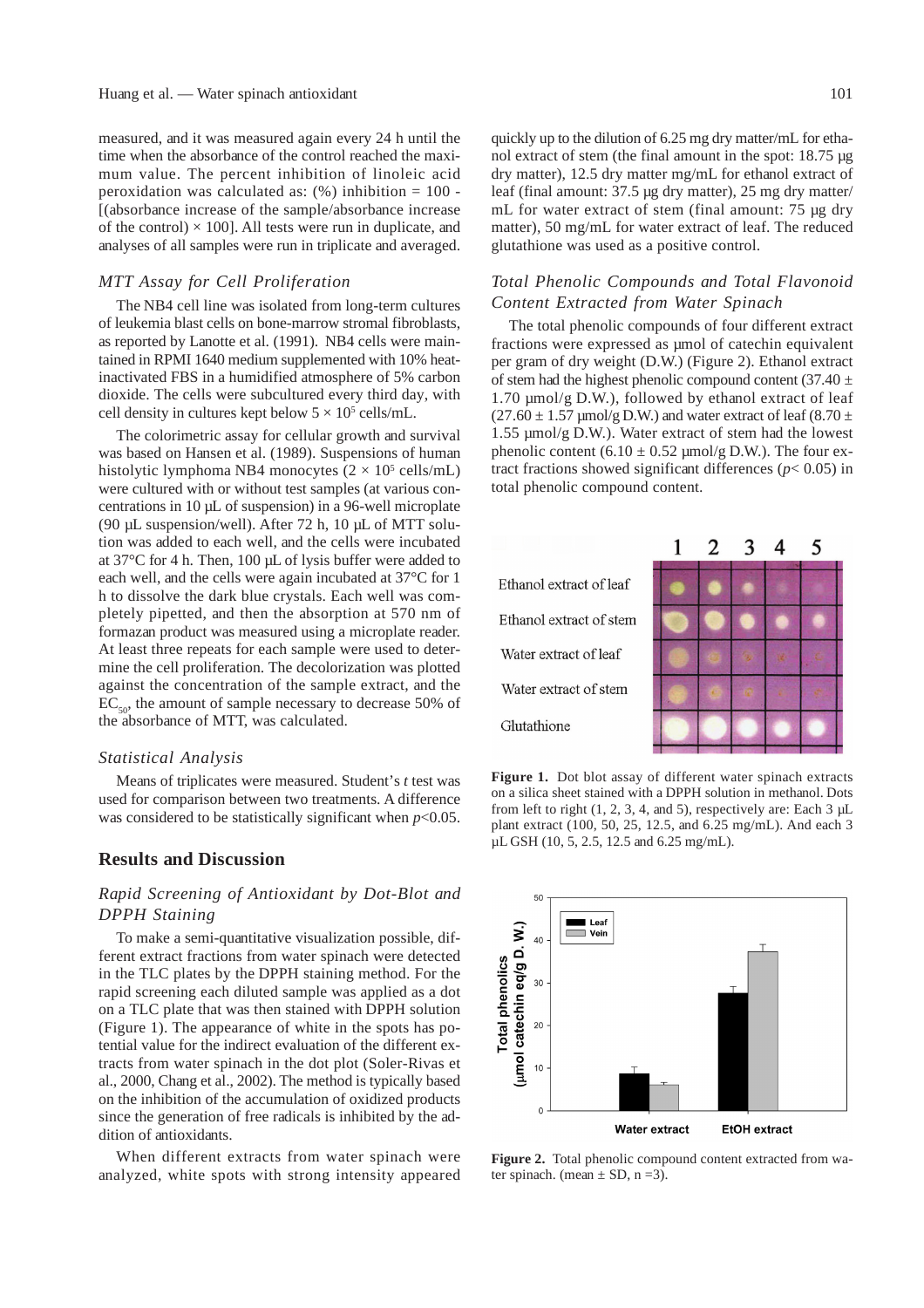measured, and it was measured again every 24 h until the time when the absorbance of the control reached the maximum value. The percent inhibition of linoleic acid peroxidation was calculated as: (%) inhibition = 100 - [(absorbance increase of the sample/absorbance increase of the control) × 100]. All tests were run in duplicate, and analyses of all samples were run in triplicate and averaged.

### *MTT Assay for Cell Proliferation*

The NB4 cell line was isolated from long-term cultures of leukemia blast cells on bone-marrow stromal fibroblasts, as reported by Lanotte et al. (1991). NB4 cells were maintained in RPMI 1640 medium supplemented with 10% heat-inactivated FBS in a humidified atmosphere of 5% carbon dioxide. The cells were subcultured every third day, with cell density in cultures kept below $5 \times 10^5$ cells/mL.

The colorimetric assay for cellular growth and survival was based on Hansen et al. (1989). Suspensions of human histolytic lymphoma NB4 monocytes ($2 \times 10^5$ cells/mL) were cultured with or without test samples (at various concentrations in 10 µL of suspension) in a 96-well microplate (90 µL suspension/well). After 72 h, 10 µL of MTT solution was added to each well, and the cells were incubated at 37°C for 4 h. Then, 100 µL of lysis buffer were added to each well, and the cells were again incubated at 37°C for 1 h to dissolve the dark blue crystals. Each well was completely pipetted, and then the absorption at 570 nm of formazan product was measured using a microplate reader. At least three repeats for each sample were used to determine the cell proliferation. The decolorization was plotted against the concentration of the sample extract, and the $EC_{50}$, the amount of sample necessary to decrease 50% of the absorbance of MTT, was calculated.

### *Statistical Analysis*

Means of triplicates were measured. Student's *t* test was used for comparison between two treatments. A difference was considered to be statistically significant when $p<0.05$.

## Results and Discussion

### *Rapid Screening of Antioxidant by Dot-Blot and DPPH Staining*

To make a semi-quantitative visualization possible, different extract fractions from water spinach were detected in the TLC plates by the DPPH staining method. For the rapid screening each diluted sample was applied as a dot on a TLC plate that was then stained with DPPH solution (Figure 1). The appearance of white in the spots has potential value for the indirect evaluation of the different extracts from water spinach in the dot plot (Soler-Rivas et al., 2000, Chang et al., 2002). The method is typically based on the inhibition of the accumulation of oxidized products since the generation of free radicals is inhibited by the addition of antioxidants.

When different extracts from water spinach were analyzed, white spots with strong intensity appeared quickly up to the dilution of 6.25 mg dry matter/mL for ethanol extract of stem (the final amount in the spot: 18.75 µg dry matter), 12.5 dry matter mg/mL for ethanol extract of leaf (final amount: 37.5 µg dry matter), 25 mg dry matter/mL for water extract of stem (final amount: 75 µg dry matter), 50 mg/mL for water extract of leaf. The reduced glutathione was used as a positive control.

### *Total Phenolic Compounds and Total Flavonoid Content Extracted from Water Spinach*

The total phenolic compounds of four different extract fractions were expressed as µmol of catechin equivalent per gram of dry weight (D.W.) (Figure 2). Ethanol extract of stem had the highest phenolic compound content (37.40 ± 1.70 µmol/g D.W.), followed by ethanol extract of leaf (27.60 ± 1.57 µmol/g D.W.) and water extract of leaf (8.70 ± 1.55 µmol/g D.W.). Water extract of stem had the lowest phenolic content (6.10 ± 0.52 µmol/g D.W.). The four extract fractions showed significant differences ($p< 0.05$) in total phenolic compound content.

**Figure 1.** Dot blot assay of different water spinach extracts on a silica sheet stained with a DPPH solution in methanol. Dots from left to right (1, 2, 3, 4, and 5), respectively are: Each 3 µL plant extract (100, 50, 25, 12.5, and 6.25 mg/mL). And each 3 µL GSH (10, 5, 2.5, 12.5 and 6.25 mg/mL).

**Figure 2.** Total phenolic compound content extracted from water spinach. (mean ± SD, n =3).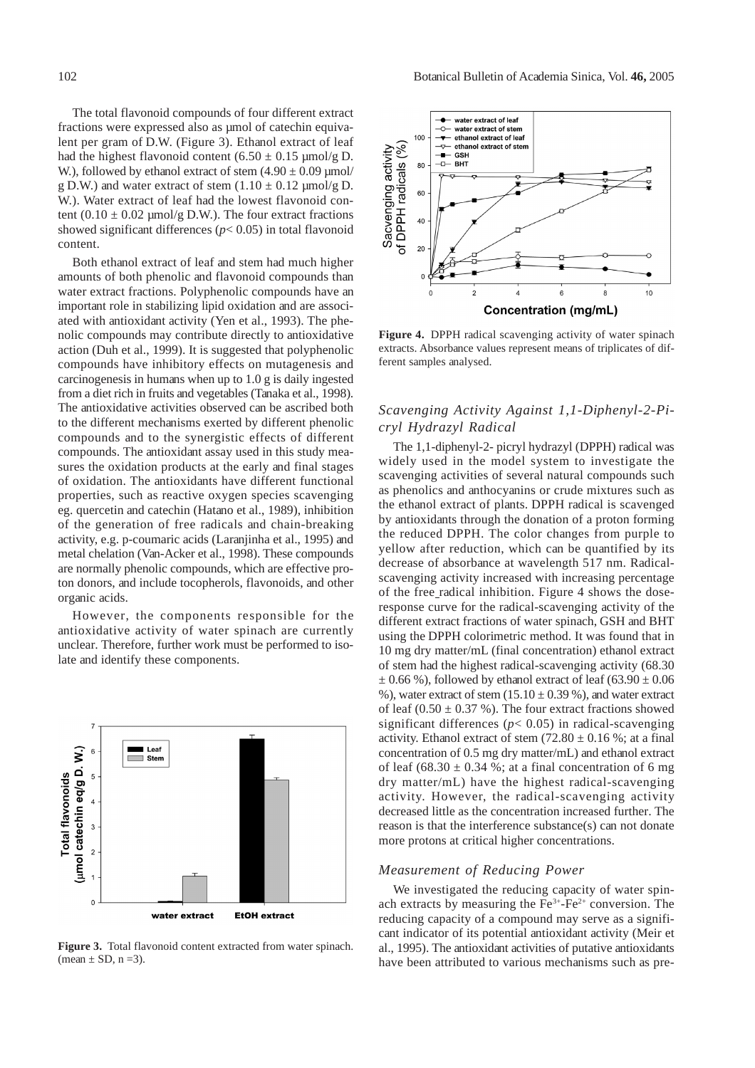The total flavonoid compounds of four different extract fractions were expressed also as μmol of catechin equivalent per gram of D.W. (Figure 3). Ethanol extract of leaf had the highest flavonoid content (6.50 ± 0.15 μmol/g D. W.), followed by ethanol extract of stem (4.90 ± 0.09 μmol/g D.W.) and water extract of stem (1.10 ± 0.12 μmol/g D. W.). Water extract of leaf had the lowest flavonoid content (0.10 ± 0.02 μmol/g D.W.). The four extract fractions showed significant differences ($p < 0.05$) in total flavonoid content.

Both ethanol extract of leaf and stem had much higher amounts of both phenolic and flavonoid compounds than water extract fractions. Polyphenolic compounds have an important role in stabilizing lipid oxidation and are associated with antioxidant activity (Yen et al., 1993). The phenolic compounds may contribute directly to antioxidative action (Duh et al., 1999). It is suggested that polyphenolic compounds have inhibitory effects on mutagenesis and carcinogenesis in humans when up to 1.0 g is daily ingested from a diet rich in fruits and vegetables (Tanaka et al., 1998). The antioxidative activities observed can be ascribed both to the different mechanisms exerted by different phenolic compounds and to the synergistic effects of different compounds. The antioxidant assay used in this study measures the oxidation products at the early and final stages of oxidation. The antioxidants have different functional properties, such as reactive oxygen species scavenging eg. quercetin and catechin (Hatano et al., 1989), inhibition of the generation of free radicals and chain-breaking activity, e.g. p-coumaric acids (Laranjinha et al., 1995) and metal chelation (Van-Acker et al., 1998). These compounds are normally phenolic compounds, which are effective proton donors, and include tocopherols, flavonoids, and other organic acids.

However, the components responsible for the antioxidative activity of water spinach are currently unclear. Therefore, further work must be performed to isolate and identify these components.

**Figure 3.** Total flavonoid content extracted from water spinach. (mean ± SD, n =3).

**Figure 4.** DPPH radical scavenging activity of water spinach extracts. Absorbance values represent means of triplicates of different samples analysed.

### *Scavenging Activity Against 1,1-Diphenyl-2-Picryl Hydrazyl Radical*

The 1,1-diphenyl-2- picryl hydrazyl (DPPH) radical was widely used in the model system to investigate the scavenging activities of several natural compounds such as phenolics and anthocyanins or crude mixtures such as the ethanol extract of plants. DPPH radical is scavenged by antioxidants through the donation of a proton forming the reduced DPPH. The color changes from purple to yellow after reduction, which can be quantified by its decrease of absorbance at wavelength 517 nm. Radical-scavenging activity increased with increasing percentage of the free radical inhibition. Figure 4 shows the dose-response curve for the radical-scavenging activity of the different extract fractions of water spinach, GSH and BHT using the DPPH colorimetric method. It was found that in 10 mg dry matter/mL (final concentration) ethanol extract of stem had the highest radical-scavenging activity (68.30 ± 0.66 %), followed by ethanol extract of leaf (63.90 ± 0.06 %), water extract of stem (15.10 ± 0.39 %), and water extract of leaf (0.50 ± 0.37 %). The four extract fractions showed significant differences ($p < 0.05$) in radical-scavenging activity. Ethanol extract of stem (72.80 ± 0.16 %; at a final concentration of 0.5 mg dry matter/mL) and ethanol extract of leaf (68.30 ± 0.34 %; at a final concentration of 6 mg dry matter/mL) have the highest radical-scavenging activity. However, the radical-scavenging activity decreased little as the concentration increased further. The reason is that the interference substance(s) can not donate more protons at critical higher concentrations.

### *Measurement of Reducing Power*

We investigated the reducing capacity of water spinach extracts by measuring the $Fe^{3+}$-$Fe^{2+}$ conversion. The reducing capacity of a compound may serve as a significant indicator of its potential antioxidant activity (Meir et al., 1995). The antioxidant activities of putative antioxidants have been attributed to various mechanisms such as pre-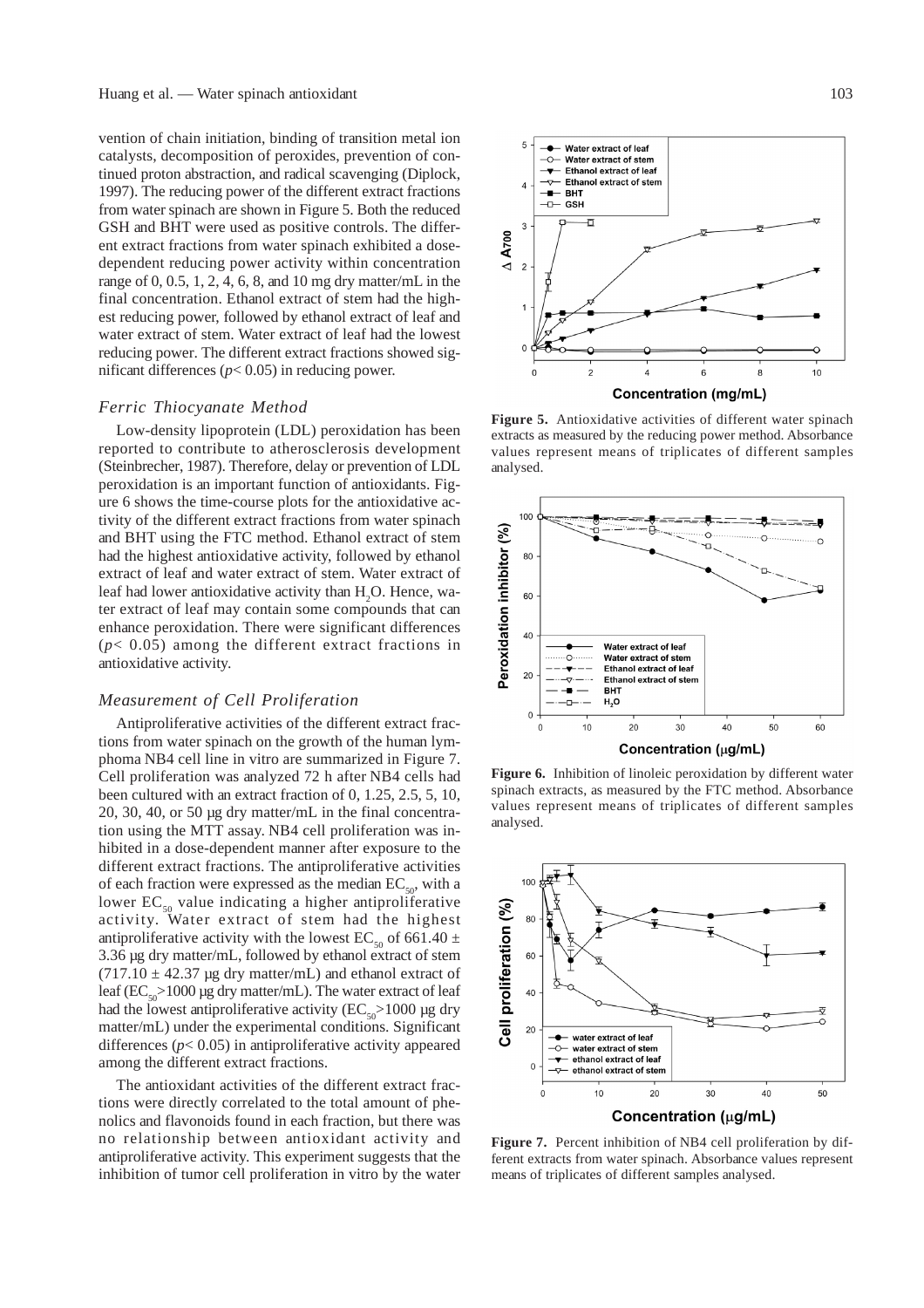vention of chain initiation, binding of transition metal ion catalysts, decomposition of peroxides, prevention of continued proton abstraction, and radical scavenging (Diplock, 1997). The reducing power of the different extract fractions from water spinach are shown in Figure 5. Both the reduced GSH and BHT were used as positive controls. The different extract fractions from water spinach exhibited a dose-dependent reducing power activity within concentration range of 0, 0.5, 1, 2, 4, 6, 8, and 10 mg dry matter/mL in the final concentration. Ethanol extract of stem had the highest reducing power, followed by ethanol extract of leaf and water extract of stem. Water extract of leaf had the lowest reducing power. The different extract fractions showed significant differences ($p < 0.05$) in reducing power.

### *Ferric Thiocyanate Method*

Low-density lipoprotein (LDL) peroxidation has been reported to contribute to atherosclerosis development (Steinbrecher, 1987). Therefore, delay or prevention of LDL peroxidation is an important function of antioxidants. Figure 6 shows the time-course plots for the antioxidative activity of the different extract fractions from water spinach and BHT using the FTC method. Ethanol extract of stem had the highest antioxidative activity, followed by ethanol extract of leaf and water extract of stem. Water extract of leaf had lower antioxidative activity than $H_2O$. Hence, water extract of leaf may contain some compounds that can enhance peroxidation. There were significant differences ($p < 0.05$) among the different extract fractions in antioxidative activity.

### *Measurement of Cell Proliferation*

Antiproliferative activities of the different extract fractions from water spinach on the growth of the human lymphoma NB4 cell line in vitro are summarized in Figure 7. Cell proliferation was analyzed 72 h after NB4 cells had been cultured with an extract fraction of 0, 1.25, 2.5, 5, 10, 20, 30, 40, or 50 µg dry matter/mL in the final concentration using the MTT assay. NB4 cell proliferation was inhibited in a dose-dependent manner after exposure to the different extract fractions. The antiproliferative activities of each fraction were expressed as the median $EC_{50}$, with a lower $EC_{50}$ value indicating a higher antiproliferative activity. Water extract of stem had the highest antiproliferative activity with the lowest $EC_{50}$ of 661.40 ± 3.36 µg dry matter/mL, followed by ethanol extract of stem (717.10 ± 42.37 µg dry matter/mL) and ethanol extract of leaf ($EC_{50}$>1000 µg dry matter/mL). The water extract of leaf had the lowest antiproliferative activity ($EC_{50}$>1000 µg dry matter/mL) under the experimental conditions. Significant differences ($p < 0.05$) in antiproliferative activity appeared among the different extract fractions.

The antioxidant activities of the different extract fractions were directly correlated to the total amount of phenolics and flavonoids found in each fraction, but there was no relationship between antioxidant activity and antiproliferative activity. This experiment suggests that the inhibition of tumor cell proliferation in vitro by the water

**Figure 5.** Antioxidative activities of different water spinach extracts as measured by the reducing power method. Absorbance values represent means of triplicates of different samples analysed.

**Figure 6.** Inhibition of linoleic peroxidation by different water spinach extracts, as measured by the FTC method. Absorbance values represent means of triplicates of different samples analysed.

**Figure 7.** Percent inhibition of NB4 cell proliferation by different extracts from water spinach. Absorbance values represent means of triplicates of different samples analysed.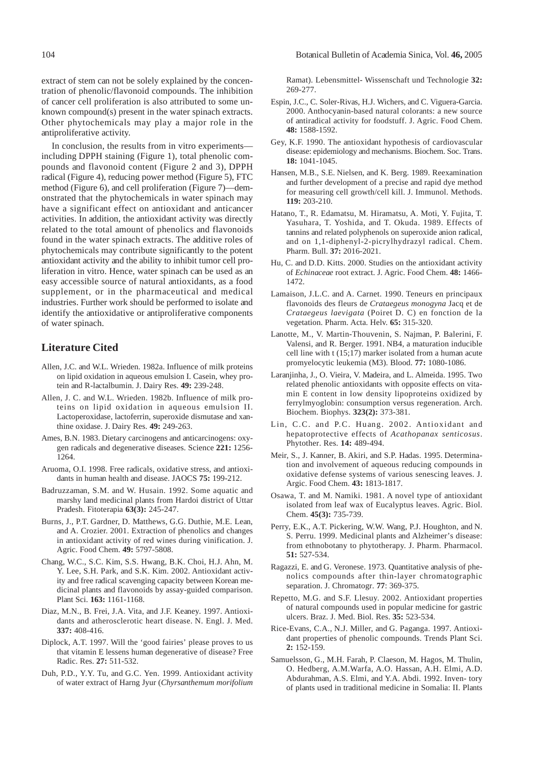extract of stem can not be solely explained by the concentration of phenolic/flavonoid compounds. The inhibition of cancer cell proliferation is also attributed to some unknown compound(s) present in the water spinach extracts. Other phytochemicals may play a major role in the antiproliferative activity.

In conclusion, the results from in vitro experiments—including DPPH staining (Figure 1), total phenolic compounds and flavonoid content (Figure 2 and 3), DPPH radical (Figure 4), reducing power method (Figure 5), FTC method (Figure 6), and cell proliferation (Figure 7)—demonstrated that the phytochemicals in water spinach may have a significant effect on antioxidant and anticancer activities. In addition, the antioxidant activity was directly related to the total amount of phenolics and flavonoids found in the water spinach extracts. The additive roles of phytochemicals may contribute significantly to the potent antioxidant activity and the ability to inhibit tumor cell proliferation in vitro. Hence, water spinach can be used as an easy accessible source of natural antioxidants, as a food supplement, or in the pharmaceutical and medical industries. Further work should be performed to isolate and identify the antioxidative or antiproliferative components of water spinach.

## Literature Cited

Allen, J.C. and W.L. Wrieden. 1982a. Influence of milk proteins on lipid oxidation in aqueous emulsion I. Casein, whey protein and R-lactalbumin. J. Dairy Res. **49:** 239-248.

Allen, J. C. and W.L. Wrieden. 1982b. Influence of milk proteins on lipid oxidation in aqueous emulsion II. Lactoperoxidase, lactoferrin, superoxide dismutase and xanthine oxidase. J. Dairy Res. **49:** 249-263.

Ames, B.N. 1983. Dietary carcinogens and anticarcinogens: oxygen radicals and degenerative diseases. Science **221:** 1256-1264.

Aruoma, O.I. 1998. Free radicals, oxidative stress, and antioxidants in human health and disease. JAOCS **75:** 199-212.

Badruzzaman, S.M. and W. Husain. 1992. Some aquatic and marshy land medicinal plants from Hardoi district of Uttar Pradesh. Fitoterapia **63(3):** 245-247.

Burns, J., P.T. Gardner, D. Matthews, G.G. Duthie, M.E. Lean, and A. Crozier. 2001. Extraction of phenolics and changes in antioxidant activity of red wines during vinification. J. Agric. Food Chem. **49:** 5797-5808.

Chang, W.C., S.C. Kim, S.S. Hwang, B.K. Choi, H.J. Ahn, M. Y. Lee, S.H. Park, and S.K. Kim. 2002. Antioxidant activity and free radical scavenging capacity between Korean medicinal plants and flavonoids by assay-guided comparison. Plant Sci. **163:** 1161-1168.

Diaz, M.N., B. Frei, J.A. Vita, and J.F. Keaney. 1997. Antioxidants and atherosclerotic heart disease. N. Engl. J. Med. **337:** 408-416.

Diplock, A.T. 1997. Will the 'good fairies' please proves to us that vitamin E lessens human degenerative of disease? Free Radic. Res. **27:** 511-532.

Duh, P.D., Y.Y. Tu, and G.C. Yen. 1999. Antioxidant activity of water extract of Harng Jyur (*Chyrsanthemum morifolium* Ramat). Lebensmittel- Wissenschaft und Technologie **32:** 269-277.

Espin, J.C., C. Soler-Rivas, H.J. Wichers, and C. Viguera-Garcia. 2000. Anthocyanin-based natural colorants: a new source of antiradical activity for foodstuff. J. Agric. Food Chem. **48:** 1588-1592.

Gey, K.F. 1990. The antioxidant hypothesis of cardiovascular disease: epidemiology and mechanisms. Biochem. Soc. Trans. **18:** 1041-1045.

Hansen, M.B., S.E. Nielsen, and K. Berg. 1989. Reexamination and further development of a precise and rapid dye method for measuring cell growth/cell kill. J. Immunol. Methods. **119:** 203-210.

Hatano, T., R. Edamatsu, M. Hiramatsu, A. Moti, Y. Fujita, T. Yasuhara, T. Yoshida, and T. Okuda. 1989. Effects of tannins and related polyphenols on superoxide anion radical, and on 1,1-diphenyl-2-picrylhydrazyl radical. Chem. Pharm. Bull. **37:** 2016-2021.

Hu, C. and D.D. Kitts. 2000. Studies on the antioxidant activity of *Echinaceae* root extract. J. Agric. Food Chem. **48:** 1466-1472.

Lamaison, J.L.C. and A. Carnet. 1990. Teneurs en principaux flavonoids des fleurs de *Crataegeus monogyna* Jacq et de *Crataegeus laevigata* (Poiret D. C) en fonction de la vegetation. Pharm. Acta. Helv. **65:** 315-320.

Lanotte, M., V. Martin-Thouvenin, S. Najman, P. Balerini, F. Valensi, and R. Berger. 1991. NB4, a maturation inducible cell line with t (15;17) marker isolated from a human acute promyelocytic leukemia (M3). Blood. **77:** 1080-1086.

Laranjinha, J., O. Vieira, V. Madeira, and L. Almeida. 1995. Two related phenolic antioxidants with opposite effects on vitamin E content in low density lipoproteins oxidized by ferrylmyoglobin: consumption versus regeneration. Arch. Biochem. Biophys. **323(2):** 373-381.

Lin, C.C. and P.C. Huang. 2002. Antioxidant and hepatoprotective effects of *Acathopanax senticosus*. Phytother. Res. **14:** 489-494.

Meir, S., J. Kanner, B. Akiri, and S.P. Hadas. 1995. Determination and involvement of aqueous reducing compounds in oxidative defense systems of various senescing leaves. J. Argic. Food Chem. **43:** 1813-1817.

Osawa, T. and M. Namiki. 1981. A novel type of antioxidant isolated from leaf wax of Eucalyptus leaves. Agric. Biol. Chem. **45(3):** 735-739.

Perry, E.K., A.T. Pickering, W.W. Wang, P.J. Houghton, and N. S. Perru. 1999. Medicinal plants and Alzheimer's disease: from ethnobotany to phytotherapy. J. Pharm. Pharmacol. **51:** 527-534.

Ragazzi, E. and G. Veronese. 1973. Quantitative analysis of phenolics compounds after thin-layer chromatographic separation. J. Chromatogr. **77**: 369-375.

Repetto, M.G. and S.F. Llesuy. 2002. Antioxidant properties of natural compounds used in popular medicine for gastric ulcers. Braz. J. Med. Biol. Res. **35:** 523-534.

Rice-Evans, C.A., N.J. Miller, and G. Paganga. 1997. Antioxidant properties of phenolic compounds. Trends Plant Sci. **2:** 152-159.

Samuelsson, G., M.H. Farah, P. Claeson, M. Hagos, M. Thulin, O. Hedberg, A.M.Warfa, A.O. Hassan, A.H. Elmi, A.D. Abdurahman, A.S. Elmi, and Y.A. Abdi. 1992. Inven- tory of plants used in traditional medicine in Somalia: II. Plants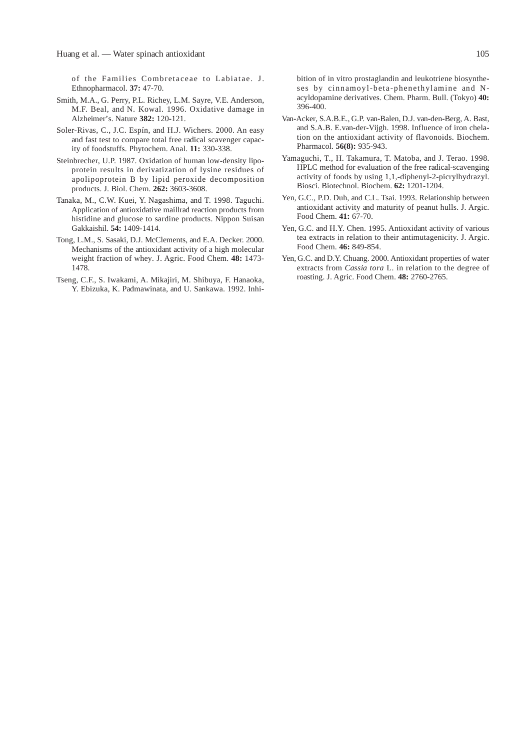of the Families Combretaceae to Labiatae. J. Ethnopharmacol. **37:** 47-70.

Smith, M.A., G. Perry, P.L. Richey, L.M. Sayre, V.E. Anderson, M.F. Beal, and N. Kowal. 1996. Oxidative damage in Alzheimer's. Nature **382:** 120-121.

Soler-Rivas, C., J.C. Espín, and H.J. Wichers. 2000. An easy and fast test to compare total free radical scavenger capacity of foodstuffs. Phytochem. Anal. **11:** 330-338.

Steinbrecher, U.P. 1987. Oxidation of human low-density lipoprotein results in derivatization of lysine residues of apolipoprotein B by lipid peroxide decomposition products. J. Biol. Chem. **262:** 3603-3608.

Tanaka, M., C.W. Kuei, Y. Nagashima, and T. 1998. Taguchi. Application of antioxidative maillrad reaction products from histidine and glucose to sardine products. Nippon Suisan Gakkaishil. **54:** 1409-1414.

Tong, L.M., S. Sasaki, D.J. McClements, and E.A. Decker. 2000. Mechanisms of the antioxidant activity of a high molecular weight fraction of whey. J. Agric. Food Chem. **48:** 1473-1478.

Tseng, C.F., S. Iwakami, A. Mikajiri, M. Shibuya, F. Hanaoka, Y. Ebizuka, K. Padmawinata, and U. Sankawa. 1992. Inhibition of in vitro prostaglandin and leukotriene biosyntheses by cinnamoyl-beta-phenethylamine and N-acyldopamine derivatives. Chem. Pharm. Bull. (Tokyo) **40:** 396-400.

Van-Acker, S.A.B.E., G.P. van-Balen, D.J. van-den-Berg, A. Bast, and S.A.B. E.van-der-Vijgh. 1998. Influence of iron chelation on the antioxidant activity of flavonoids. Biochem. Pharmacol. **56(8):** 935-943.

Yamaguchi, T., H. Takamura, T. Matoba, and J. Terao. 1998. HPLC method for evaluation of the free radical-scavenging activity of foods by using 1,1,-diphenyl-2-picrylhydrazyl. Biosci. Biotechnol. Biochem. **62:** 1201-1204.

Yen, G.C., P.D. Duh, and C.L. Tsai. 1993. Relationship between antioxidant activity and maturity of peanut hulls. J. Argic. Food Chem. **41:** 67-70.

Yen, G.C. and H.Y. Chen. 1995. Antioxidant activity of various tea extracts in relation to their antimutagenicity. J. Argic. Food Chem. **46:** 849-854.

Yen, G.C. and D.Y. Chuang. 2000. Antioxidant properties of water extracts from *Cassia tora* L. in relation to the degree of roasting. J. Agric. Food Chem. **48:** 2760-2765.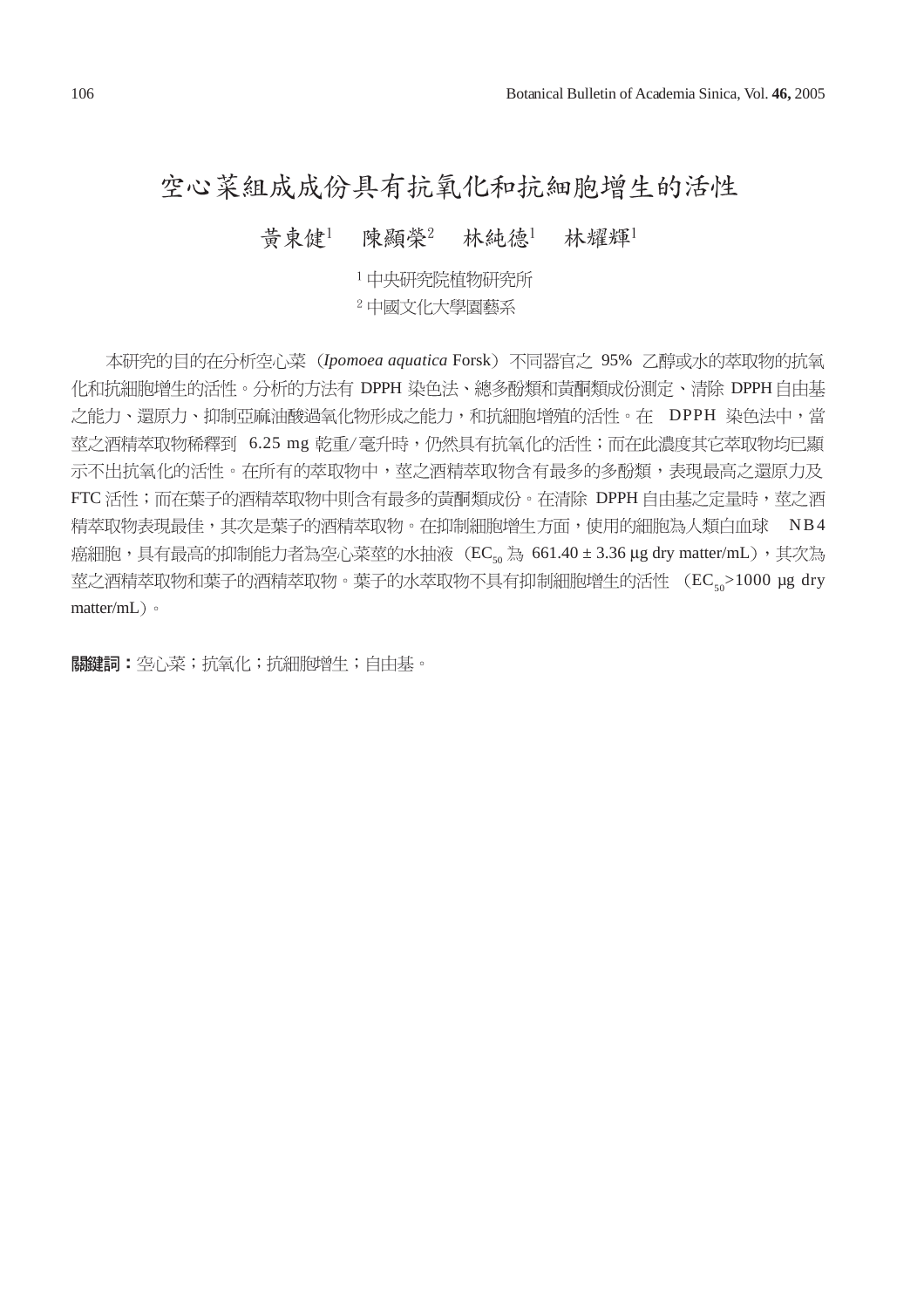# 空心菜組成成份具有抗氧化和抗細胞增生的活性

黃東健[1] 陳顯榮[2] 林純德[1] 林耀輝[1]

[1] 中央研究院植物研究所

[2] 中國文化大學園藝系

本研究的目的在分析空心菜（*Ipomoea aquatica* Forsk）不同器官之 95% 乙醇或水的萃取物的抗氧化和抗細胞增生的活性。分析的方法有 DPPH 染色法、總多酚類和黃酮類成份測定、清除 DPPH 自由基之能力、還原力、抑制亞麻油酸過氧化物形成之能力，和抗細胞增殖的活性。在 DPPH 染色法中，當莖之酒精萃取物稀釋到 6.25 mg 乾重/毫升時，仍然具有抗氧化的活性；而在此濃度其它萃取物均已顯示不出抗氧化的活性。在所有的萃取物中，莖之酒精萃取物含有最多的多酚類，表現最高之還原力及 FTC 活性；而在葉子的酒精萃取物中則含有最多的黃酮類成份。在清除 DPPH 自由基之定量時，莖之酒精萃取物表現最佳，其次是葉子的酒精萃取物。在抑制細胞增生方面，使用的細胞為人類白血球 NB4 癌細胞，具有最高的抑制能力者為空心菜莖的水抽液（$EC_{50}$ 為 661.40 ± 3.36 μg dry matter/mL），其次為莖之酒精萃取物和葉子的酒精萃取物。葉子的水萃取物不具有抑制細胞增生的活性（$EC_{50}$>1000 μg dry matter/mL）。

**關鍵詞：**空心菜；抗氧化；抗細胞增生；自由基。